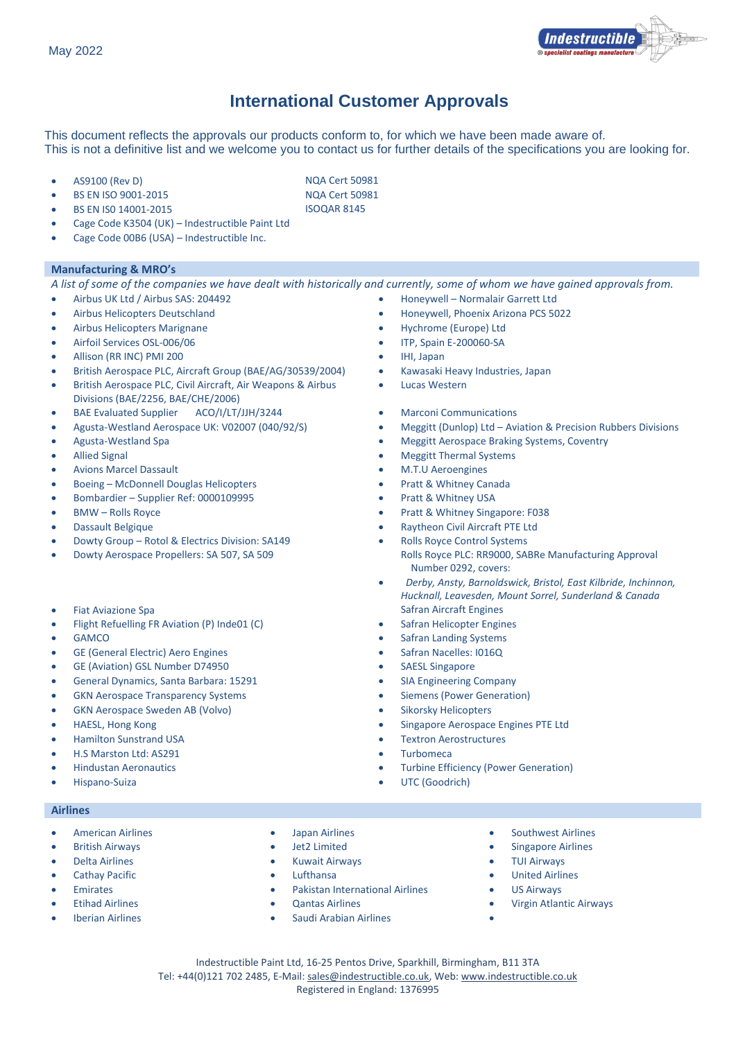May 2022

# International Customer Approvals

This document reflects the approvals our products conform to, for which we have been made aware of.
This is not a definitive list and we welcome you to contact us for further details of the specifications you are looking for.

- AS9100 (Rev D) — NQA Cert 50981
- BS EN ISO 9001-2015 — NQA Cert 50981
- BS EN IS0 14001-2015 — ISOQAR 8145
- Cage Code K3504 (UK) – Indestructible Paint Ltd
- Cage Code 00B6 (USA) – Indestructible Inc.

## Manufacturing & MRO's

*A list of some of the companies we have dealt with historically and currently, some of whom we have gained approvals from.*

- Airbus UK Ltd / Airbus SAS: 204492
- Airbus Helicopters Deutschland
- Airbus Helicopters Marignane
- Airfoil Services OSL-006/06
- Allison (RR INC) PMI 200
- British Aerospace PLC, Aircraft Group (BAE/AG/30539/2004)
- British Aerospace PLC, Civil Aircraft, Air Weapons & Airbus Divisions (BAE/2256, BAE/CHE/2006)
- BAE Evaluated Supplier ACO/I/LT/JJH/3244
- Agusta-Westland Aerospace UK: V02007 (040/92/S)
- Agusta-Westland Spa
- Allied Signal
- Avions Marcel Dassault
- Boeing – McDonnell Douglas Helicopters
- Bombardier – Supplier Ref: 0000109995
- BMW – Rolls Royce
- Dassault Belgique
- Dowty Group – Rotol & Electrics Division: SA149
- Dowty Aerospace Propellers: SA 507, SA 509
- Fiat Aviazione Spa
- Flight Refuelling FR Aviation (P) Inde01 (C)
- GAMCO
- GE (General Electric) Aero Engines
- GE (Aviation) GSL Number D74950
- General Dynamics, Santa Barbara: 15291
- GKN Aerospace Transparency Systems
- GKN Aerospace Sweden AB (Volvo)
- HAESL, Hong Kong
- Hamilton Sunstrand USA
- H.S Marston Ltd: AS291
- Hindustan Aeronautics
- Hispano-Suiza
- Honeywell – Normalair Garrett Ltd
- Honeywell, Phoenix Arizona PCS 5022
- Hychrome (Europe) Ltd
- ITP, Spain E-200060-SA
- IHI, Japan
- Kawasaki Heavy Industries, Japan
- Lucas Western
- Marconi Communications
- Meggitt (Dunlop) Ltd – Aviation & Precision Rubbers Divisions
- Meggitt Aerospace Braking Systems, Coventry
- Meggitt Thermal Systems
- M.T.U Aeroengines
- Pratt & Whitney Canada
- Pratt & Whitney USA
- Pratt & Whitney Singapore: F038
- Raytheon Civil Aircraft PTE Ltd
- Rolls Royce Control Systems
  Rolls Royce PLC: RR9000, SABRe Manufacturing Approval Number 0292, covers:
- *Derby, Ansty, Barnoldswick, Bristol, East Kilbride, Inchinnon, Hucknall, Leavesden, Mount Sorrel, Sunderland & Canada*
  Safran Aircraft Engines
- Safran Helicopter Engines
- Safran Landing Systems
- Safran Nacelles: I016Q
- SAESL Singapore
- SIA Engineering Company
- Siemens (Power Generation)
- Sikorsky Helicopters
- Singapore Aerospace Engines PTE Ltd
- Textron Aerostructures
- Turbomeca
- Turbine Efficiency (Power Generation)
- UTC (Goodrich)

## Airlines

- American Airlines
- British Airways
- Delta Airlines
- Cathay Pacific
- Emirates
- Etihad Airlines
- Iberian Airlines
- Japan Airlines
- Jet2 Limited
- Kuwait Airways
- Lufthansa
- Pakistan International Airlines
- Qantas Airlines
- Saudi Arabian Airlines
- Southwest Airlines
- Singapore Airlines
- TUI Airways
- United Airlines
- US Airways
- Virgin Atlantic Airways

Indestructible Paint Ltd, 16-25 Pentos Drive, Sparkhill, Birmingham, B11 3TA
Tel: +44(0)121 702 2485, E-Mail: sales@indestructible.co.uk, Web: www.indestructible.co.uk
Registered in England: 1376995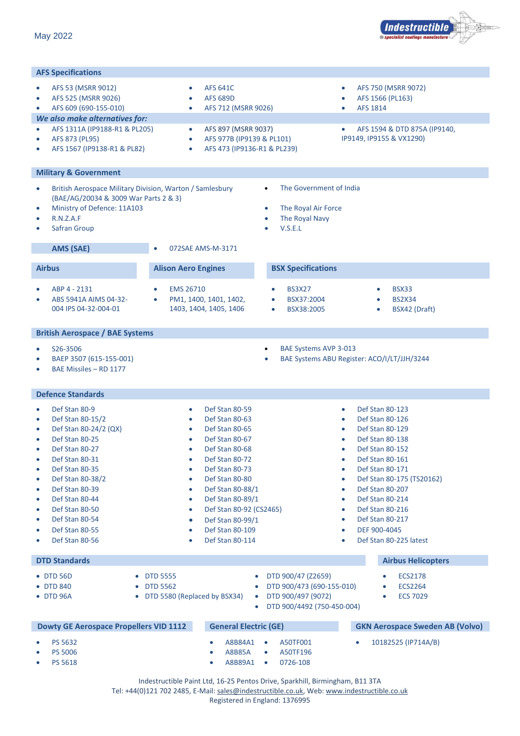May 2022

## AFS Specifications

- AFS 53 (MSRR 9012)
- AFS 525 (MSRR 9026)
- AFS 609 (690-155-010)
- AFS 641C
- AFS 689D
- AFS 712 (MSRR 9026)
- AFS 750 (MSRR 9072)
- AFS 1566 (PL163)
- AFS 1814

### *We also make alternatives for:*

- AFS 1311A (IP9188-R1 & PL205)
- AFS 873 (PL95)
- AFS 1567 (IP9138-R1 & PL82)
- AFS 897 (MSRR 9037)
- AFS 977B (IP9139 & PL101)
- AFS 473 (IP9136-R1 & PL239)
- AFS 1594 & DTD 875A (IP9140, IP9149, IP9155 & VX1290)

## Military & Government

- British Aerospace Military Division, Warton / Samlesbury (BAE/AG/20034 & 3009 War Parts 2 & 3)
- Ministry of Defence: 11A103
- R.N.Z.A.F
- Safran Group
- The Government of India
- The Royal Air Force
- The Royal Navy
- V.S.E.L

## AMS (SAE)

- 072SAE AMS-M-3171

## Airbus

- ABP 4 - 2131
- ABS 5941A AIMS 04-32-004 IPS 04-32-004-01

## Alison Aero Engines

- EMS 26710
- PM1, 1400, 1401, 1402, 1403, 1404, 1405, 1406

## BSX Specifications

- BS3X27
- BSX37:2004
- BSX38:2005
- BSX33
- BS2X34
- BSX42 (Draft)

## British Aerospace / BAE Systems

- S26-3506
- BAEP 3507 (615-155-001)
- BAE Missiles – RD 1177
- BAE Systems AVP 3-013
- BAE Systems ABU Register: ACO/I/LT/JJH/3244

## Defence Standards

- Def Stan 80-9
- Def Stan 80-15/2
- Def Stan 80-24/2 (QX)
- Def Stan 80-25
- Def Stan 80-27
- Def Stan 80-31
- Def Stan 80-35
- Def Stan 80-38/2
- Def Stan 80-39
- Def Stan 80-44
- Def Stan 80-50
- Def Stan 80-54
- Def Stan 80-55
- Def Stan 80-56
- Def Stan 80-59
- Def Stan 80-63
- Def Stan 80-65
- Def Stan 80-67
- Def Stan 80-68
- Def Stan 80-72
- Def Stan 80-73
- Def Stan 80-80
- Def Stan 80-88/1
- Def Stan 80-89/1
- Def Stan 80-92 (CS2465)
- Def Stan 80-99/1
- Def Stan 80-109
- Def Stan 80-114
- Def Stan 80-123
- Def Stan 80-126
- Def Stan 80-129
- Def Stan 80-138
- Def Stan 80-152
- Def Stan 80-161
- Def Stan 80-171
- Def Stan 80-175 (TS20162)
- Def Stan 80-207
- Def Stan 80-214
- Def Stan 80-216
- Def Stan 80-217
- DEF 900-4045
- Def Stan 80-225 latest

## DTD Standards

- DTD 56D
- DTD 840
- DTD 96A
- DTD 5555
- DTD 5562
- DTD 5580 (Replaced by BSX34)
- DTD 900/47 (Z2659)
- DTD 900/473 (690-155-010)
- DTD 900/497 (9072)
- DTD 900/4492 (750-450-004)

## Airbus Helicopters

- ECS2178
- ECS2264
- ECS 7029

## Dowty GE Aerospace Propellers VID 1112

- PS 5632
- PS 5006
- PS 5618

## General Electric (GE)

- A8B84A1
- A8B85A
- A8B89A1
- A50TF001
- A50TF196
- 0726-108

## GKN Aerospace Sweden AB (Volvo)

- 10182525 (IP714A/B)

Indestructible Paint Ltd, 16-25 Pentos Drive, Sparkhill, Birmingham, B11 3TA
Tel: +44(0)121 702 2485, E-Mail: sales@indestructible.co.uk, Web: www.indestructible.co.uk
Registered in England: 1376995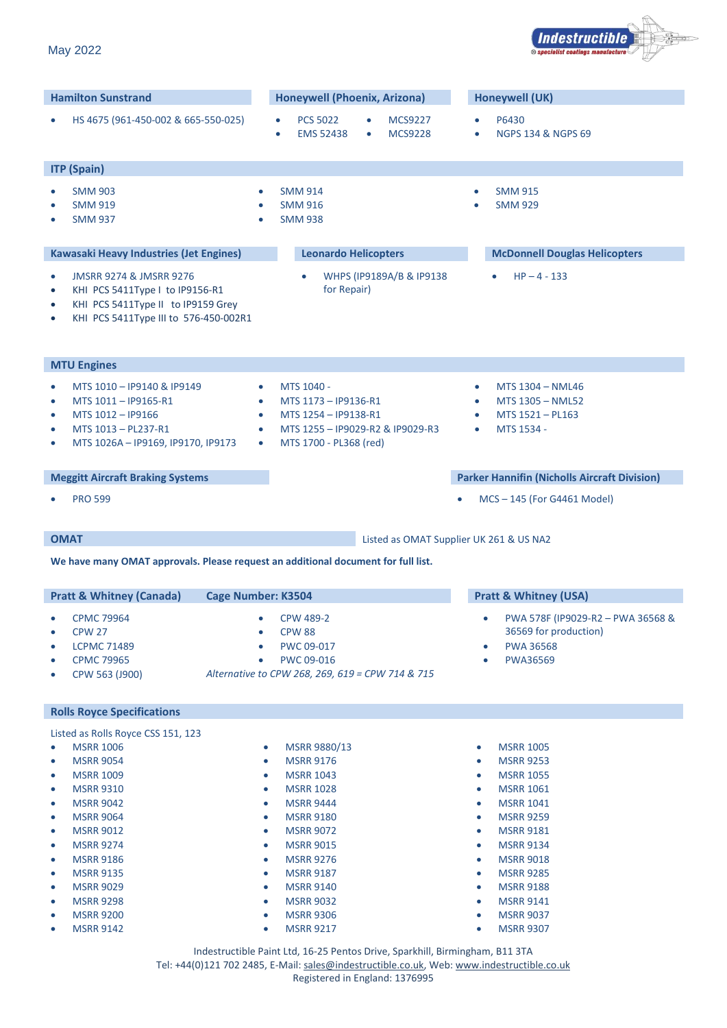May 2022

## Hamilton Sunstrand

- HS 4675 (961-450-002 & 665-550-025)

## Honeywell (Phoenix, Arizona)

- PCS 5022
- EMS 52438
- MCS9227
- MCS9228

## Honeywell (UK)

- P6430
- NGPS 134 & NGPS 69

## ITP (Spain)

- SMM 903
- SMM 919
- SMM 937
- SMM 914
- SMM 916
- SMM 938
- SMM 915
- SMM 929

## Kawasaki Heavy Industries (Jet Engines)

- JMSRR 9274 & JMSRR 9276
- KHI PCS 5411Type I to IP9156-R1
- KHI PCS 5411Type II to IP9159 Grey
- KHI PCS 5411Type III to 576-450-002R1

## Leonardo Helicopters

- WHPS (IP9189A/B & IP9138 for Repair)

## McDonnell Douglas Helicopters

- HP – 4 - 133

## MTU Engines

- MTS 1010 – IP9140 & IP9149
- MTS 1011 – IP9165-R1
- MTS 1012 – IP9166
- MTS 1013 – PL237-R1
- MTS 1026A – IP9169, IP9170, IP9173
- MTS 1040 -
- MTS 1173 – IP9136-R1
- MTS 1254 – IP9138-R1
- MTS 1255 – IP9029-R2 & IP9029-R3
- MTS 1700 - PL368 (red)
- MTS 1304 – NML46
- MTS 1305 – NML52
- MTS 1521 – PL163
- MTS 1534 -

## Meggitt Aircraft Braking Systems

- PRO 599

## Parker Hannifin (Nicholls Aircraft Division)

- MCS – 145 (For G4461 Model)

## OMAT

Listed as OMAT Supplier UK 261 & US NA2

**We have many OMAT approvals. Please request an additional document for full list.**

## Pratt & Whitney (Canada) — Cage Number: K3504

- CPMC 79964
- CPW 27
- LCPMC 71489
- CPMC 79965
- CPW 563 (J900)
- CPW 489-2
- CPW 88
- PWC 09-017
- PWC 09-016

*Alternative to CPW 268, 269, 619 = CPW 714 & 715*

## Pratt & Whitney (USA)

- PWA 578F (IP9029-R2 – PWA 36568 & 36569 for production)
- PWA 36568
- PWA36569

## Rolls Royce Specifications

Listed as Rolls Royce CSS 151, 123

- MSRR 1006
- MSRR 9054
- MSRR 1009
- MSRR 9310
- MSRR 9042
- MSRR 9064
- MSRR 9012
- MSRR 9274
- MSRR 9186
- MSRR 9135
- MSRR 9029
- MSRR 9298
- MSRR 9200
- MSRR 9142
- MSRR 9880/13
- MSRR 9176
- MSRR 1043
- MSRR 1028
- MSRR 9444
- MSRR 9180
- MSRR 9072
- MSRR 9015
- MSRR 9276
- MSRR 9187
- MSRR 9140
- MSRR 9032
- MSRR 9306
- MSRR 9217
- MSRR 1005
- MSRR 9253
- MSRR 1055
- MSRR 1061
- MSRR 1041
- MSRR 9259
- MSRR 9181
- MSRR 9134
- MSRR 9018
- MSRR 9285
- MSRR 9188
- MSRR 9141
- MSRR 9037
- MSRR 9307

Indestructible Paint Ltd, 16-25 Pentos Drive, Sparkhill, Birmingham, B11 3TA
Tel: +44(0)121 702 2485, E-Mail: sales@indestructible.co.uk, Web: www.indestructible.co.uk
Registered in England: 1376995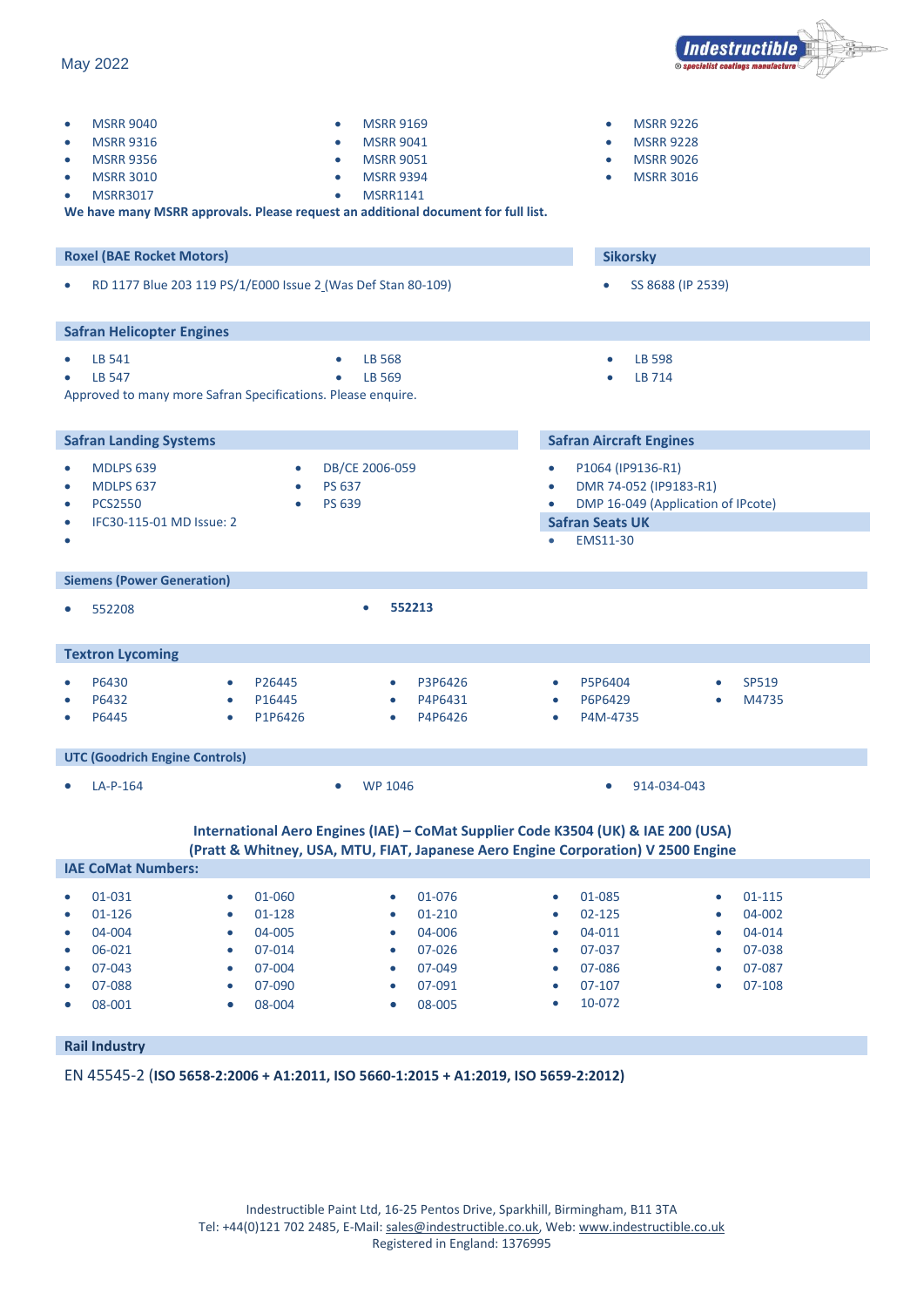- MSRR 9040
- MSRR 9316
- MSRR 9356
- MSRR 3010
- MSRR3017
- MSRR 9169
- MSRR 9041
- MSRR 9051
- MSRR 9394
- MSRR1141
- MSRR 9226
- MSRR 9228
- MSRR 9026
- MSRR 3016

**We have many MSRR approvals. Please request an additional document for full list.**

## Roxel (BAE Rocket Motors)

- RD 1177 Blue 203 119 PS/1/E000 Issue 2 (Was Def Stan 80-109)

## Sikorsky

- SS 8688 (IP 2539)

## Safran Helicopter Engines

- LB 541
- LB 547
- LB 568
- LB 569
- LB 598
- LB 714

Approved to many more Safran Specifications. Please enquire.

## Safran Landing Systems

- MDLPS 639
- MDLPS 637
- PCS2550
- IFC30-115-01 MD Issue: 2
- DB/CE 2006-059
- PS 637
- PS 639

## Safran Aircraft Engines

- P1064 (IP9136-R1)
- DMR 74-052 (IP9183-R1)
- DMP 16-049 (Application of IPcote)

## Safran Seats UK

- EMS11-30

## Siemens (Power Generation)

- 552208
- **552213**

## Textron Lycoming

- P6430
- P6432
- P6445
- P26445
- P16445
- P1P6426
- P3P6426
- P4P6431
- P4P6426
- P5P6404
- P6P6429
- P4M-4735
- SP519
- M4735

## UTC (Goodrich Engine Controls)

- LA-P-164
- WP 1046
- 914-034-043

**International Aero Engines (IAE) – CoMat Supplier Code K3504 (UK) & IAE 200 (USA)**
**(Pratt & Whitney, USA, MTU, FIAT, Japanese Aero Engine Corporation) V 2500 Engine**

## IAE CoMat Numbers:

- 01-031
- 01-126
- 04-004
- 06-021
- 07-043
- 07-088
- 08-001
- 01-060
- 01-128
- 04-005
- 07-014
- 07-004
- 07-090
- 08-004
- 01-076
- 01-210
- 04-006
- 07-026
- 07-049
- 07-091
- 08-005
- 01-085
- 02-125
- 04-011
- 07-037
- 07-086
- 07-107
- 10-072
- 01-115
- 04-002
- 04-014
- 07-038
- 07-087
- 07-108

## Rail Industry

EN 45545-2 (**ISO 5658-2:2006 + A1:2011, ISO 5660-1:2015 + A1:2019, ISO 5659-2:2012)**

Indestructible Paint Ltd, 16-25 Pentos Drive, Sparkhill, Birmingham, B11 3TA
Tel: +44(0)121 702 2485, E-Mail: sales@indestructible.co.uk, Web: www.indestructible.co.uk
Registered in England: 1376995